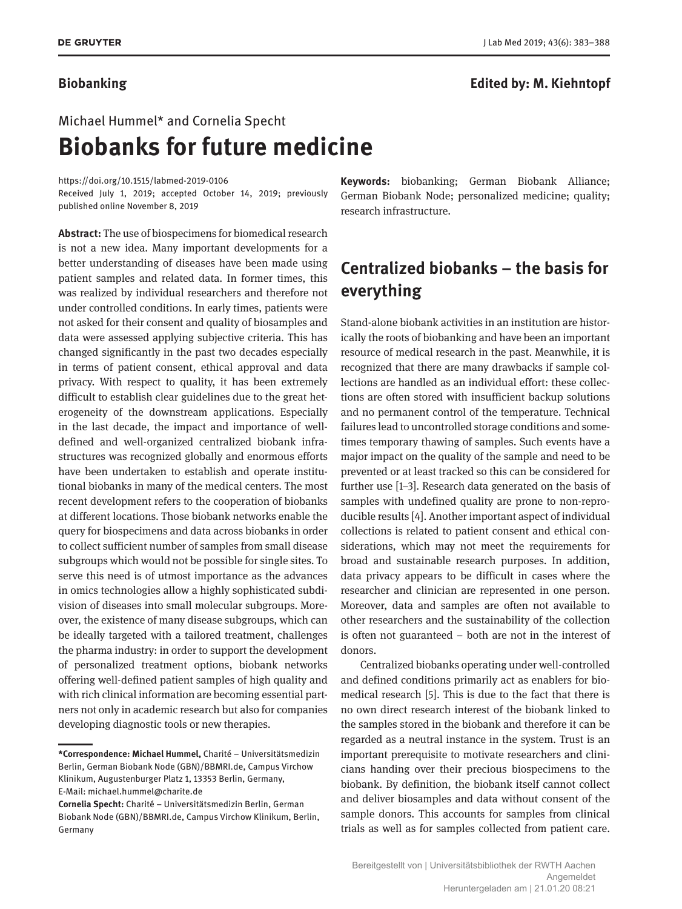**Biobanking** **Edited by: M. Kiehntopf**

Michael Hummel* and Cornelia Specht

# Biobanks for future medicine

https://doi.org/10.1515/labmed-2019-0106
Received July 1, 2019; accepted October 14, 2019; previously published online November 8, 2019

**Abstract:** The use of biospecimens for biomedical research is not a new idea. Many important developments for a better understanding of diseases have been made using patient samples and related data. In former times, this was realized by individual researchers and therefore not under controlled conditions. In early times, patients were not asked for their consent and quality of biosamples and data were assessed applying subjective criteria. This has changed significantly in the past two decades especially in terms of patient consent, ethical approval and data privacy. With respect to quality, it has been extremely difficult to establish clear guidelines due to the great heterogeneity of the downstream applications. Especially in the last decade, the impact and importance of well-defined and well-organized centralized biobank infrastructures was recognized globally and enormous efforts have been undertaken to establish and operate institutional biobanks in many of the medical centers. The most recent development refers to the cooperation of biobanks at different locations. Those biobank networks enable the query for biospecimens and data across biobanks in order to collect sufficient number of samples from small disease subgroups which would not be possible for single sites. To serve this need is of utmost importance as the advances in omics technologies allow a highly sophisticated subdivision of diseases into small molecular subgroups. Moreover, the existence of many disease subgroups, which can be ideally targeted with a tailored treatment, challenges the pharma industry: in order to support the development of personalized treatment options, biobank networks offering well-defined patient samples of high quality and with rich clinical information are becoming essential partners not only in academic research but also for companies developing diagnostic tools or new therapies.

**Keywords:** biobanking; German Biobank Alliance; German Biobank Node; personalized medicine; quality; research infrastructure.

**\*Correspondence: Michael Hummel,** Charité – Universitätsmedizin Berlin, German Biobank Node (GBN)/BBMRI.de, Campus Virchow Klinikum, Augustenburger Platz 1, 13353 Berlin, Germany, E-Mail: michael.hummel@charite.de
**Cornelia Specht:** Charité – Universitätsmedizin Berlin, German Biobank Node (GBN)/BBMRI.de, Campus Virchow Klinikum, Berlin, Germany

## Centralized biobanks – the basis for everything

Stand-alone biobank activities in an institution are historically the roots of biobanking and have been an important resource of medical research in the past. Meanwhile, it is recognized that there are many drawbacks if sample collections are handled as an individual effort: these collections are often stored with insufficient backup solutions and no permanent control of the temperature. Technical failures lead to uncontrolled storage conditions and sometimes temporary thawing of samples. Such events have a major impact on the quality of the sample and need to be prevented or at least tracked so this can be considered for further use [1–3]. Research data generated on the basis of samples with undefined quality are prone to non-reproducible results [4]. Another important aspect of individual collections is related to patient consent and ethical considerations, which may not meet the requirements for broad and sustainable research purposes. In addition, data privacy appears to be difficult in cases where the researcher and clinician are represented in one person. Moreover, data and samples are often not available to other researchers and the sustainability of the collection is often not guaranteed – both are not in the interest of donors.

Centralized biobanks operating under well-controlled and defined conditions primarily act as enablers for biomedical research [5]. This is due to the fact that there is no own direct research interest of the biobank linked to the samples stored in the biobank and therefore it can be regarded as a neutral instance in the system. Trust is an important prerequisite to motivate researchers and clinicians handing over their precious biospecimens to the biobank. By definition, the biobank itself cannot collect and deliver biosamples and data without consent of the sample donors. This accounts for samples from clinical trials as well as for samples collected from patient care.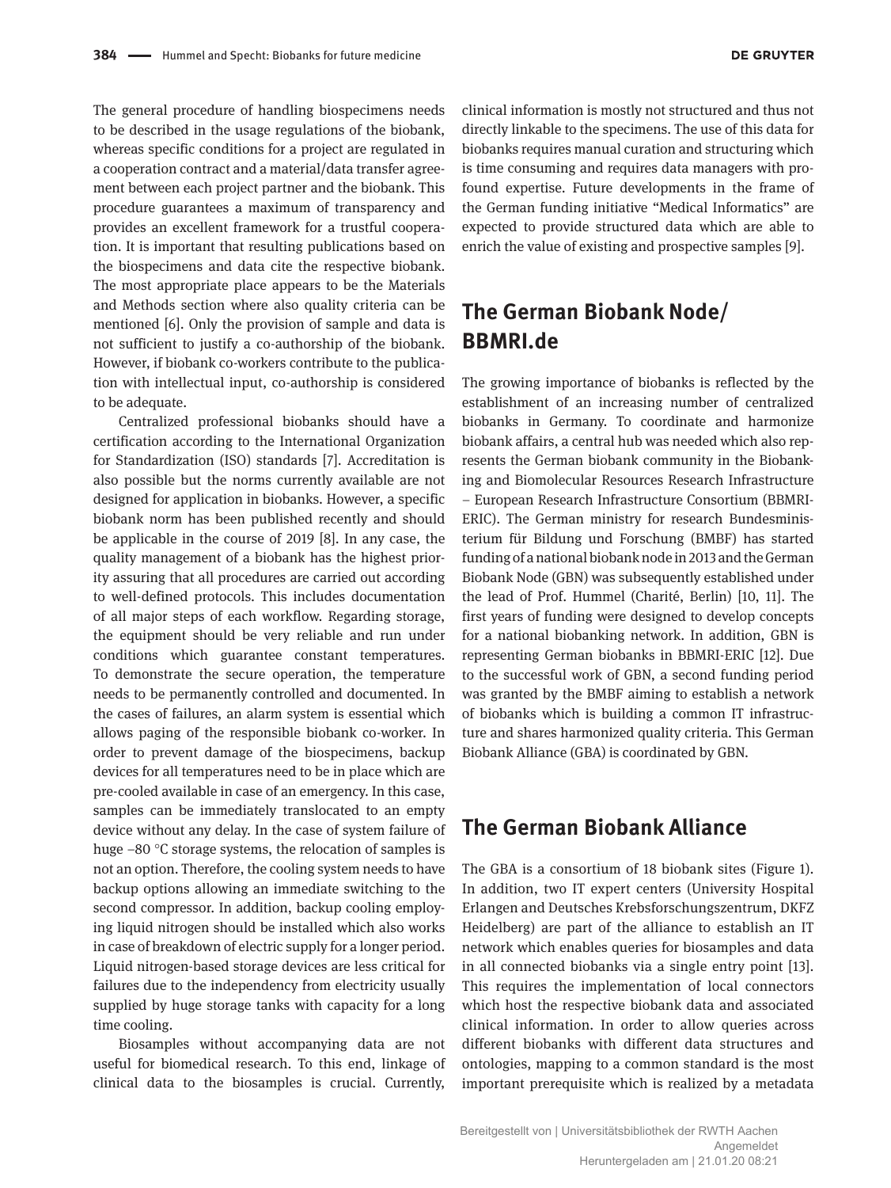The general procedure of handling biospecimens needs to be described in the usage regulations of the biobank, whereas specific conditions for a project are regulated in a cooperation contract and a material/data transfer agreement between each project partner and the biobank. This procedure guarantees a maximum of transparency and provides an excellent framework for a trustful cooperation. It is important that resulting publications based on the biospecimens and data cite the respective biobank. The most appropriate place appears to be the Materials and Methods section where also quality criteria can be mentioned [6]. Only the provision of sample and data is not sufficient to justify a co-authorship of the biobank. However, if biobank co-workers contribute to the publication with intellectual input, co-authorship is considered to be adequate.

Centralized professional biobanks should have a certification according to the International Organization for Standardization (ISO) standards [7]. Accreditation is also possible but the norms currently available are not designed for application in biobanks. However, a specific biobank norm has been published recently and should be applicable in the course of 2019 [8]. In any case, the quality management of a biobank has the highest priority assuring that all procedures are carried out according to well-defined protocols. This includes documentation of all major steps of each workflow. Regarding storage, the equipment should be very reliable and run under conditions which guarantee constant temperatures. To demonstrate the secure operation, the temperature needs to be permanently controlled and documented. In the cases of failures, an alarm system is essential which allows paging of the responsible biobank co-worker. In order to prevent damage of the biospecimens, backup devices for all temperatures need to be in place which are pre-cooled available in case of an emergency. In this case, samples can be immediately translocated to an empty device without any delay. In the case of system failure of huge −80 °C storage systems, the relocation of samples is not an option. Therefore, the cooling system needs to have backup options allowing an immediate switching to the second compressor. In addition, backup cooling employing liquid nitrogen should be installed which also works in case of breakdown of electric supply for a longer period. Liquid nitrogen-based storage devices are less critical for failures due to the independency from electricity usually supplied by huge storage tanks with capacity for a long time cooling.

Biosamples without accompanying data are not useful for biomedical research. To this end, linkage of clinical data to the biosamples is crucial. Currently, clinical information is mostly not structured and thus not directly linkable to the specimens. The use of this data for biobanks requires manual curation and structuring which is time consuming and requires data managers with profound expertise. Future developments in the frame of the German funding initiative "Medical Informatics" are expected to provide structured data which are able to enrich the value of existing and prospective samples [9].

## The German Biobank Node/BBMRI.de

The growing importance of biobanks is reflected by the establishment of an increasing number of centralized biobanks in Germany. To coordinate and harmonize biobank affairs, a central hub was needed which also represents the German biobank community in the Biobanking and Biomolecular Resources Research Infrastructure – European Research Infrastructure Consortium (BBMRI-ERIC). The German ministry for research Bundesministerium für Bildung und Forschung (BMBF) has started funding of a national biobank node in 2013 and the German Biobank Node (GBN) was subsequently established under the lead of Prof. Hummel (Charité, Berlin) [10, 11]. The first years of funding were designed to develop concepts for a national biobanking network. In addition, GBN is representing German biobanks in BBMRI-ERIC [12]. Due to the successful work of GBN, a second funding period was granted by the BMBF aiming to establish a network of biobanks which is building a common IT infrastructure and shares harmonized quality criteria. This German Biobank Alliance (GBA) is coordinated by GBN.

## The German Biobank Alliance

The GBA is a consortium of 18 biobank sites (Figure 1). In addition, two IT expert centers (University Hospital Erlangen and Deutsches Krebsforschungszentrum, DKFZ Heidelberg) are part of the alliance to establish an IT network which enables queries for biosamples and data in all connected biobanks via a single entry point [13]. This requires the implementation of local connectors which host the respective biobank data and associated clinical information. In order to allow queries across different biobanks with different data structures and ontologies, mapping to a common standard is the most important prerequisite which is realized by a metadata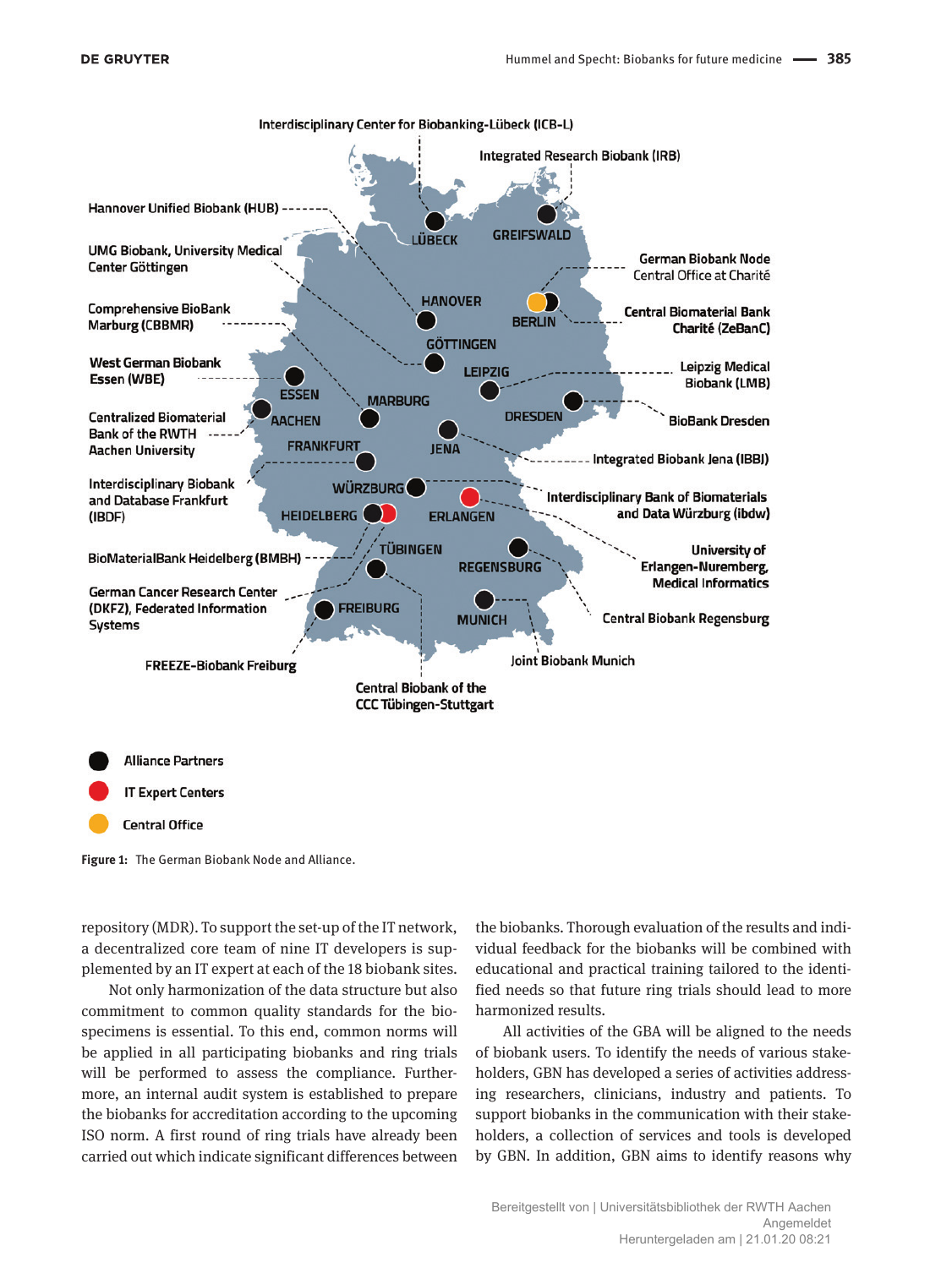Figure 1: The German Biobank Node and Alliance.

repository (MDR). To support the set-up of the IT network, a decentralized core team of nine IT developers is supplemented by an IT expert at each of the 18 biobank sites.

Not only harmonization of the data structure but also commitment to common quality standards for the biospecimens is essential. To this end, common norms will be applied in all participating biobanks and ring trials will be performed to assess the compliance. Furthermore, an internal audit system is established to prepare the biobanks for accreditation according to the upcoming ISO norm. A first round of ring trials have already been carried out which indicate significant differences between the biobanks. Thorough evaluation of the results and individual feedback for the biobanks will be combined with educational and practical training tailored to the identified needs so that future ring trials should lead to more harmonized results.

All activities of the GBA will be aligned to the needs of biobank users. To identify the needs of various stakeholders, GBN has developed a series of activities addressing researchers, clinicians, industry and patients. To support biobanks in the communication with their stakeholders, a collection of services and tools is developed by GBN. In addition, GBN aims to identify reasons why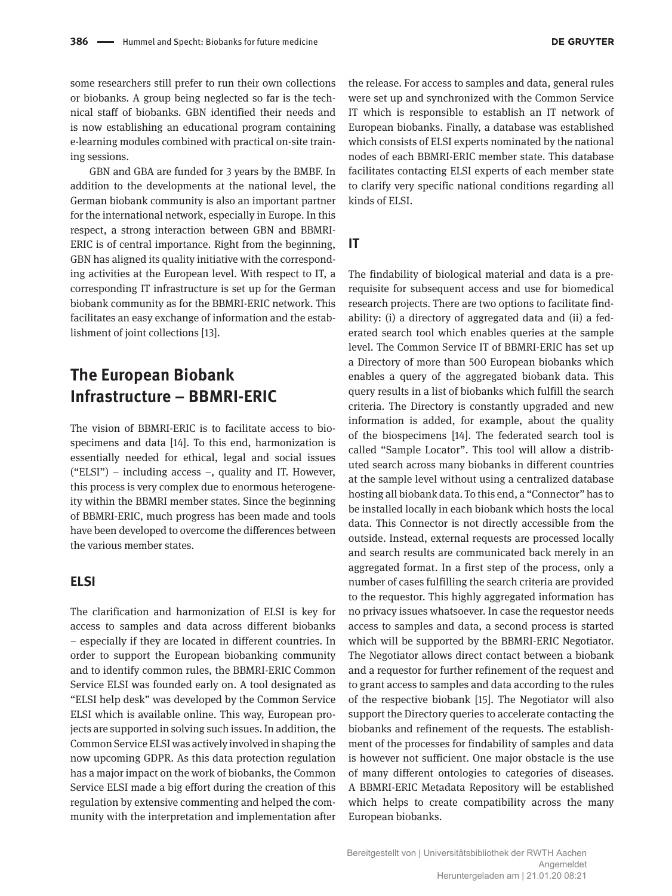some researchers still prefer to run their own collections or biobanks. A group being neglected so far is the technical staff of biobanks. GBN identified their needs and is now establishing an educational program containing e-learning modules combined with practical on-site training sessions.

GBN and GBA are funded for 3 years by the BMBF. In addition to the developments at the national level, the German biobank community is also an important partner for the international network, especially in Europe. In this respect, a strong interaction between GBN and BBMRI-ERIC is of central importance. Right from the beginning, GBN has aligned its quality initiative with the corresponding activities at the European level. With respect to IT, a corresponding IT infrastructure is set up for the German biobank community as for the BBMRI-ERIC network. This facilitates an easy exchange of information and the establishment of joint collections [13].

## The European Biobank Infrastructure – BBMRI-ERIC

The vision of BBMRI-ERIC is to facilitate access to biospecimens and data [14]. To this end, harmonization is essentially needed for ethical, legal and social issues ("ELSI") – including access –, quality and IT. However, this process is very complex due to enormous heterogeneity within the BBMRI member states. Since the beginning of BBMRI-ERIC, much progress has been made and tools have been developed to overcome the differences between the various member states.

### ELSI

The clarification and harmonization of ELSI is key for access to samples and data across different biobanks – especially if they are located in different countries. In order to support the European biobanking community and to identify common rules, the BBMRI-ERIC Common Service ELSI was founded early on. A tool designated as "ELSI help desk" was developed by the Common Service ELSI which is available online. This way, European projects are supported in solving such issues. In addition, the Common Service ELSI was actively involved in shaping the now upcoming GDPR. As this data protection regulation has a major impact on the work of biobanks, the Common Service ELSI made a big effort during the creation of this regulation by extensive commenting and helped the community with the interpretation and implementation after the release. For access to samples and data, general rules were set up and synchronized with the Common Service IT which is responsible to establish an IT network of European biobanks. Finally, a database was established which consists of ELSI experts nominated by the national nodes of each BBMRI-ERIC member state. This database facilitates contacting ELSI experts of each member state to clarify very specific national conditions regarding all kinds of ELSI.

### IT

The findability of biological material and data is a prerequisite for subsequent access and use for biomedical research projects. There are two options to facilitate findability: (i) a directory of aggregated data and (ii) a federated search tool which enables queries at the sample level. The Common Service IT of BBMRI-ERIC has set up a Directory of more than 500 European biobanks which enables a query of the aggregated biobank data. This query results in a list of biobanks which fulfill the search criteria. The Directory is constantly upgraded and new information is added, for example, about the quality of the biospecimens [14]. The federated search tool is called "Sample Locator". This tool will allow a distributed search across many biobanks in different countries at the sample level without using a centralized database hosting all biobank data. To this end, a "Connector" has to be installed locally in each biobank which hosts the local data. This Connector is not directly accessible from the outside. Instead, external requests are processed locally and search results are communicated back merely in an aggregated format. In a first step of the process, only a number of cases fulfilling the search criteria are provided to the requestor. This highly aggregated information has no privacy issues whatsoever. In case the requestor needs access to samples and data, a second process is started which will be supported by the BBMRI-ERIC Negotiator. The Negotiator allows direct contact between a biobank and a requestor for further refinement of the request and to grant access to samples and data according to the rules of the respective biobank [15]. The Negotiator will also support the Directory queries to accelerate contacting the biobanks and refinement of the requests. The establishment of the processes for findability of samples and data is however not sufficient. One major obstacle is the use of many different ontologies to categories of diseases. A BBMRI-ERIC Metadata Repository will be established which helps to create compatibility across the many European biobanks.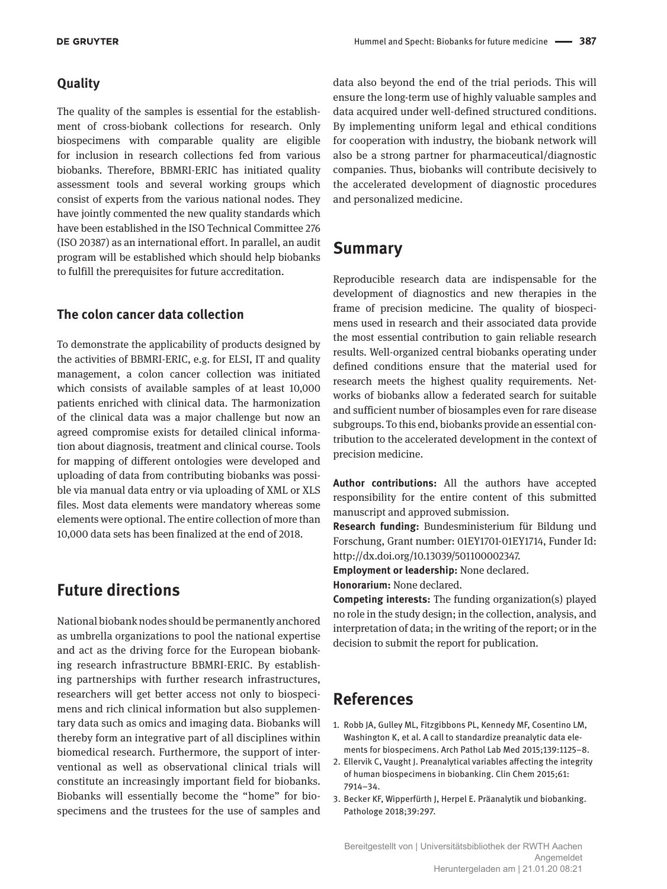## Quality

The quality of the samples is essential for the establishment of cross-biobank collections for research. Only biospecimens with comparable quality are eligible for inclusion in research collections fed from various biobanks. Therefore, BBMRI-ERIC has initiated quality assessment tools and several working groups which consist of experts from the various national nodes. They have jointly commented the new quality standards which have been established in the ISO Technical Committee 276 (ISO 20387) as an international effort. In parallel, an audit program will be established which should help biobanks to fulfill the prerequisites for future accreditation.

## The colon cancer data collection

To demonstrate the applicability of products designed by the activities of BBMRI-ERIC, e.g. for ELSI, IT and quality management, a colon cancer collection was initiated which consists of available samples of at least 10,000 patients enriched with clinical data. The harmonization of the clinical data was a major challenge but now an agreed compromise exists for detailed clinical information about diagnosis, treatment and clinical course. Tools for mapping of different ontologies were developed and uploading of data from contributing biobanks was possible via manual data entry or via uploading of XML or XLS files. Most data elements were mandatory whereas some elements were optional. The entire collection of more than 10,000 data sets has been finalized at the end of 2018.

# Future directions

National biobank nodes should be permanently anchored as umbrella organizations to pool the national expertise and act as the driving force for the European biobanking research infrastructure BBMRI-ERIC. By establishing partnerships with further research infrastructures, researchers will get better access not only to biospecimens and rich clinical information but also supplementary data such as omics and imaging data. Biobanks will thereby form an integrative part of all disciplines within biomedical research. Furthermore, the support of interventional as well as observational clinical trials will constitute an increasingly important field for biobanks. Biobanks will essentially become the "home" for biospecimens and the trustees for the use of samples and data also beyond the end of the trial periods. This will ensure the long-term use of highly valuable samples and data acquired under well-defined structured conditions. By implementing uniform legal and ethical conditions for cooperation with industry, the biobank network will also be a strong partner for pharmaceutical/diagnostic companies. Thus, biobanks will contribute decisively to the accelerated development of diagnostic procedures and personalized medicine.

# Summary

Reproducible research data are indispensable for the development of diagnostics and new therapies in the frame of precision medicine. The quality of biospecimens used in research and their associated data provide the most essential contribution to gain reliable research results. Well-organized central biobanks operating under defined conditions ensure that the material used for research meets the highest quality requirements. Networks of biobanks allow a federated search for suitable and sufficient number of biosamples even for rare disease subgroups. To this end, biobanks provide an essential contribution to the accelerated development in the context of precision medicine.

**Author contributions:** All the authors have accepted responsibility for the entire content of this submitted manuscript and approved submission.
**Research funding:** Bundesministerium für Bildung und Forschung, Grant number: 01EY1701-01EY1714, Funder Id: http://dx.doi.org/10.13039/501100002347.
**Employment or leadership:** None declared.
**Honorarium:** None declared.
**Competing interests:** The funding organization(s) played no role in the study design; in the collection, analysis, and interpretation of data; in the writing of the report; or in the decision to submit the report for publication.

# References

1. Robb JA, Gulley ML, Fitzgibbons PL, Kennedy MF, Cosentino LM, Washington K, et al. A call to standardize preanalytic data elements for biospecimens. Arch Pathol Lab Med 2015;139:1125–8.
2. Ellervik C, Vaught J. Preanalytical variables affecting the integrity of human biospecimens in biobanking. Clin Chem 2015;61: 7914–34.
3. Becker KF, Wipperfürth J, Herpel E. Präanalytik und biobanking. Pathologe 2018;39:297.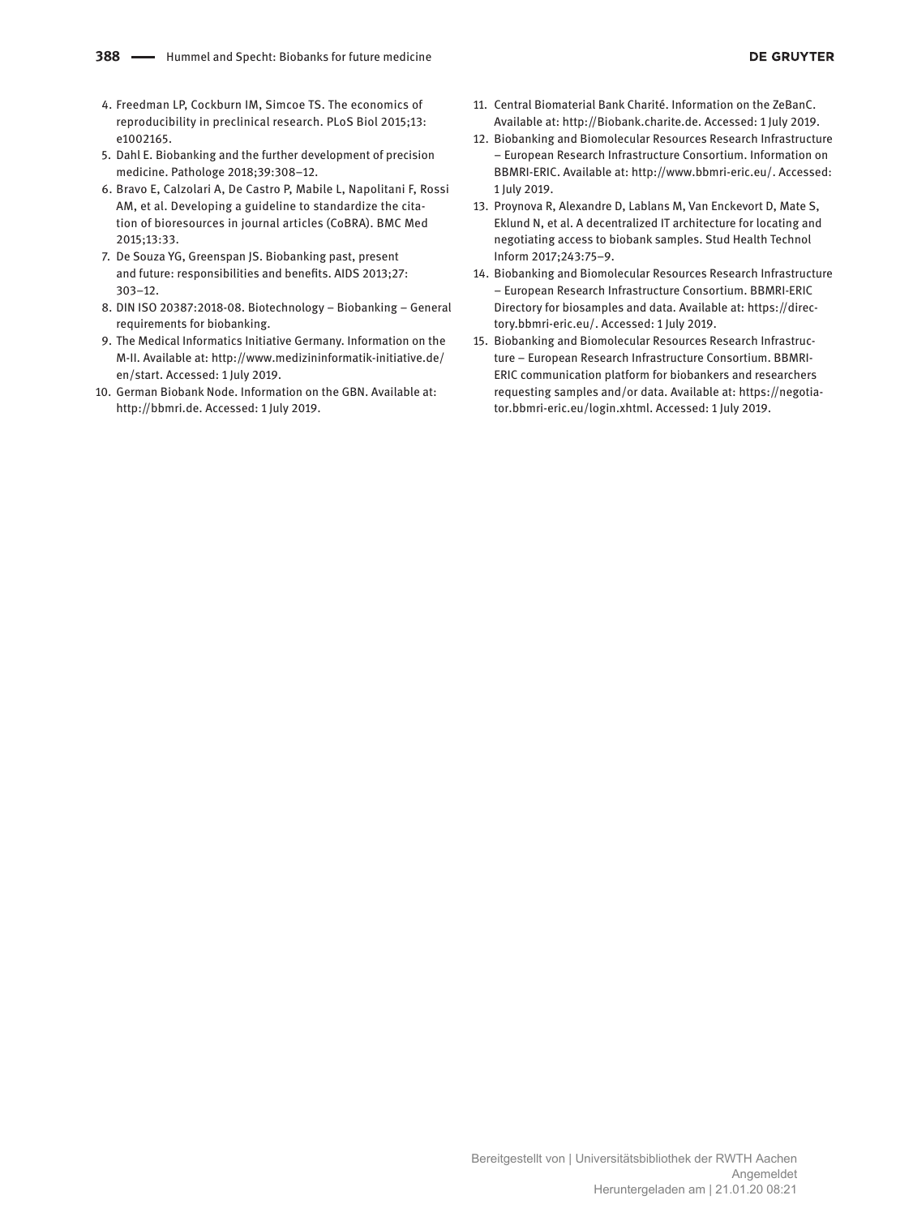4. Freedman LP, Cockburn IM, Simcoe TS. The economics of reproducibility in preclinical research. PLoS Biol 2015;13: e1002165.
5. Dahl E. Biobanking and the further development of precision medicine. Pathologe 2018;39:308–12.
6. Bravo E, Calzolari A, De Castro P, Mabile L, Napolitani F, Rossi AM, et al. Developing a guideline to standardize the citation of bioresources in journal articles (CoBRA). BMC Med 2015;13:33.
7. De Souza YG, Greenspan JS. Biobanking past, present and future: responsibilities and benefits. AIDS 2013;27: 303–12.
8. DIN ISO 20387:2018-08. Biotechnology – Biobanking – General requirements for biobanking.
9. The Medical Informatics Initiative Germany. Information on the M-II. Available at: http://www.medizininformatik-initiative.de/en/start. Accessed: 1 July 2019.
10. German Biobank Node. Information on the GBN. Available at: http://bbmri.de. Accessed: 1 July 2019.
11. Central Biomaterial Bank Charité. Information on the ZeBanC. Available at: http://Biobank.charite.de. Accessed: 1 July 2019.
12. Biobanking and Biomolecular Resources Research Infrastructure – European Research Infrastructure Consortium. Information on BBMRI-ERIC. Available at: http://www.bbmri-eric.eu/. Accessed: 1 July 2019.
13. Proynova R, Alexandre D, Lablans M, Van Enckevort D, Mate S, Eklund N, et al. A decentralized IT architecture for locating and negotiating access to biobank samples. Stud Health Technol Inform 2017;243:75–9.
14. Biobanking and Biomolecular Resources Research Infrastructure – European Research Infrastructure Consortium. BBMRI-ERIC Directory for biosamples and data. Available at: https://directory.bbmri-eric.eu/. Accessed: 1 July 2019.
15. Biobanking and Biomolecular Resources Research Infrastructure – European Research Infrastructure Consortium. BBMRI-ERIC communication platform for biobankers and researchers requesting samples and/or data. Available at: https://negotiator.bbmri-eric.eu/login.xhtml. Accessed: 1 July 2019.